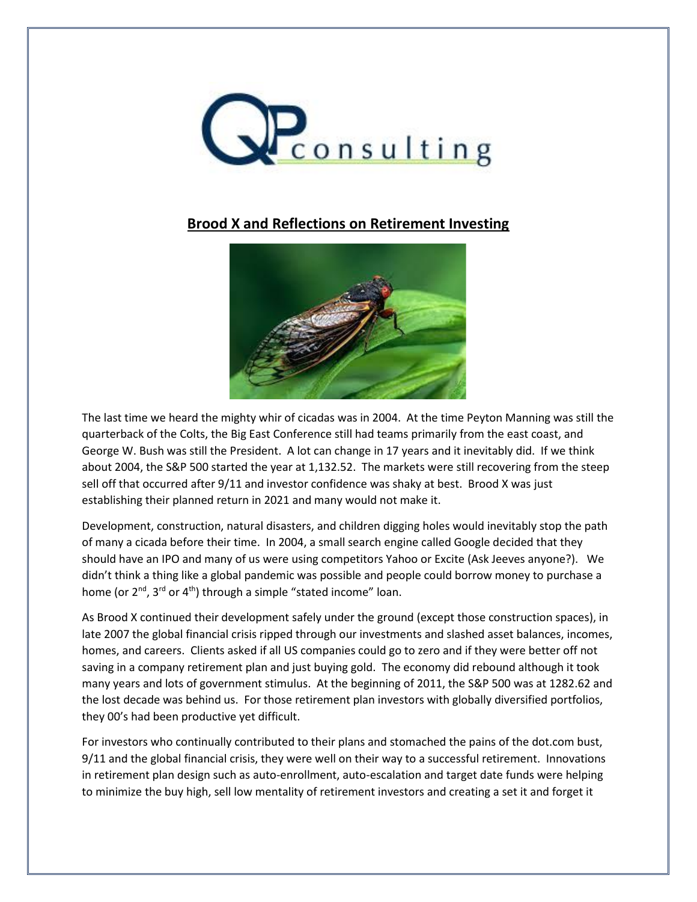# Brood X and Reflections on Retirement Investing

The last time we heard the mighty whir of cicadas was in 2004. At the time Peyton Manning was still the quarterback of the Colts, the Big East Conference still had teams primarily from the east coast, and George W. Bush was still the President. A lot can change in 17 years and it inevitably did. If we think about 2004, the S&P 500 started the year at 1,132.52. The markets were still recovering from the steep sell off that occurred after 9/11 and investor confidence was shaky at best. Brood X was just establishing their planned return in 2021 and many would not make it.

Development, construction, natural disasters, and children digging holes would inevitably stop the path of many a cicada before their time. In 2004, a small search engine called Google decided that they should have an IPO and many of us were using competitors Yahoo or Excite (Ask Jeeves anyone?). We didn't think a thing like a global pandemic was possible and people could borrow money to purchase a home (or 2nd, 3rd or 4th) through a simple "stated income" loan.

As Brood X continued their development safely under the ground (except those construction spaces), in late 2007 the global financial crisis ripped through our investments and slashed asset balances, incomes, homes, and careers. Clients asked if all US companies could go to zero and if they were better off not saving in a company retirement plan and just buying gold. The economy did rebound although it took many years and lots of government stimulus. At the beginning of 2011, the S&P 500 was at 1282.62 and the lost decade was behind us. For those retirement plan investors with globally diversified portfolios, they 00's had been productive yet difficult.

For investors who continually contributed to their plans and stomached the pains of the dot.com bust, 9/11 and the global financial crisis, they were well on their way to a successful retirement. Innovations in retirement plan design such as auto-enrollment, auto-escalation and target date funds were helping to minimize the buy high, sell low mentality of retirement investors and creating a set it and forget it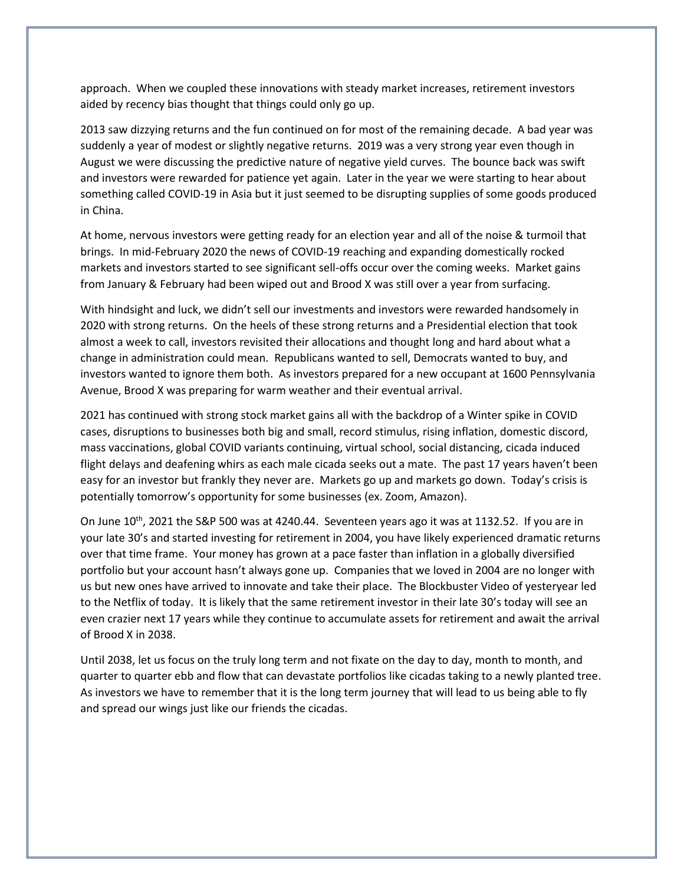approach. When we coupled these innovations with steady market increases, retirement investors aided by recency bias thought that things could only go up.

2013 saw dizzying returns and the fun continued on for most of the remaining decade. A bad year was suddenly a year of modest or slightly negative returns. 2019 was a very strong year even though in August we were discussing the predictive nature of negative yield curves. The bounce back was swift and investors were rewarded for patience yet again. Later in the year we were starting to hear about something called COVID-19 in Asia but it just seemed to be disrupting supplies of some goods produced in China.

At home, nervous investors were getting ready for an election year and all of the noise & turmoil that brings. In mid-February 2020 the news of COVID-19 reaching and expanding domestically rocked markets and investors started to see significant sell-offs occur over the coming weeks. Market gains from January & February had been wiped out and Brood X was still over a year from surfacing.

With hindsight and luck, we didn't sell our investments and investors were rewarded handsomely in 2020 with strong returns. On the heels of these strong returns and a Presidential election that took almost a week to call, investors revisited their allocations and thought long and hard about what a change in administration could mean. Republicans wanted to sell, Democrats wanted to buy, and investors wanted to ignore them both. As investors prepared for a new occupant at 1600 Pennsylvania Avenue, Brood X was preparing for warm weather and their eventual arrival.

2021 has continued with strong stock market gains all with the backdrop of a Winter spike in COVID cases, disruptions to businesses both big and small, record stimulus, rising inflation, domestic discord, mass vaccinations, global COVID variants continuing, virtual school, social distancing, cicada induced flight delays and deafening whirs as each male cicada seeks out a mate. The past 17 years haven't been easy for an investor but frankly they never are. Markets go up and markets go down. Today's crisis is potentially tomorrow's opportunity for some businesses (ex. Zoom, Amazon).

On June 10th, 2021 the S&P 500 was at 4240.44. Seventeen years ago it was at 1132.52. If you are in your late 30's and started investing for retirement in 2004, you have likely experienced dramatic returns over that time frame. Your money has grown at a pace faster than inflation in a globally diversified portfolio but your account hasn't always gone up. Companies that we loved in 2004 are no longer with us but new ones have arrived to innovate and take their place. The Blockbuster Video of yesteryear led to the Netflix of today. It is likely that the same retirement investor in their late 30's today will see an even crazier next 17 years while they continue to accumulate assets for retirement and await the arrival of Brood X in 2038.

Until 2038, let us focus on the truly long term and not fixate on the day to day, month to month, and quarter to quarter ebb and flow that can devastate portfolios like cicadas taking to a newly planted tree. As investors we have to remember that it is the long term journey that will lead to us being able to fly and spread our wings just like our friends the cicadas.